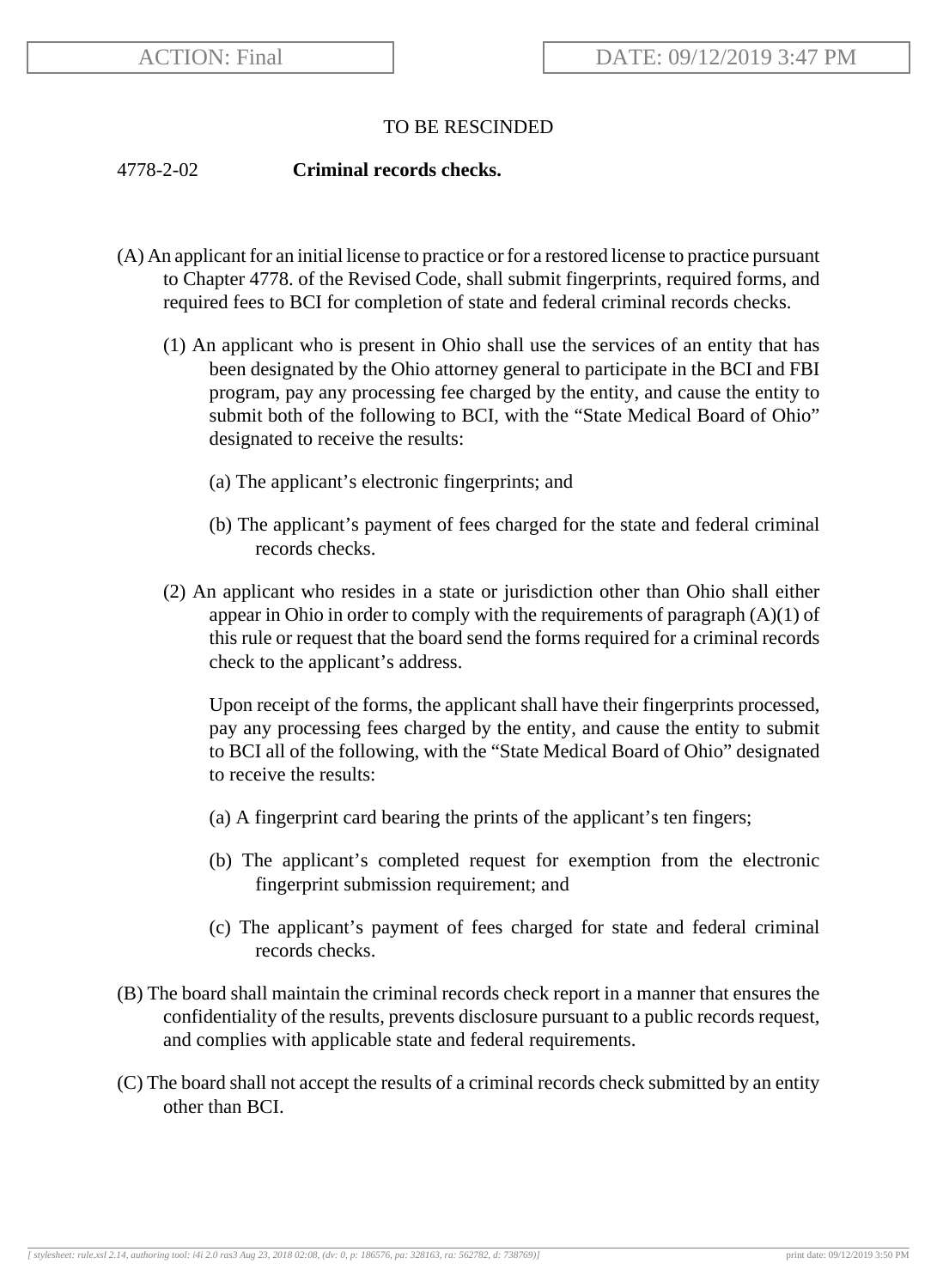ACTION: Final | DATE: 09/12/2019 3:47 PM

TO BE RESCINDED

4778-2-02 **Criminal records checks.**

(A) An applicant for an initial license to practice or for a restored license to practice pursuant to Chapter 4778. of the Revised Code, shall submit fingerprints, required forms, and required fees to BCI for completion of state and federal criminal records checks.

(1) An applicant who is present in Ohio shall use the services of an entity that has been designated by the Ohio attorney general to participate in the BCI and FBI program, pay any processing fee charged by the entity, and cause the entity to submit both of the following to BCI, with the "State Medical Board of Ohio" designated to receive the results:

(a) The applicant's electronic fingerprints; and

(b) The applicant's payment of fees charged for the state and federal criminal records checks.

(2) An applicant who resides in a state or jurisdiction other than Ohio shall either appear in Ohio in order to comply with the requirements of paragraph (A)(1) of this rule or request that the board send the forms required for a criminal records check to the applicant's address.

Upon receipt of the forms, the applicant shall have their fingerprints processed, pay any processing fees charged by the entity, and cause the entity to submit to BCI all of the following, with the "State Medical Board of Ohio" designated to receive the results:

(a) A fingerprint card bearing the prints of the applicant's ten fingers;

(b) The applicant's completed request for exemption from the electronic fingerprint submission requirement; and

(c) The applicant's payment of fees charged for state and federal criminal records checks.

(B) The board shall maintain the criminal records check report in a manner that ensures the confidentiality of the results, prevents disclosure pursuant to a public records request, and complies with applicable state and federal requirements.

(C) The board shall not accept the results of a criminal records check submitted by an entity other than BCI.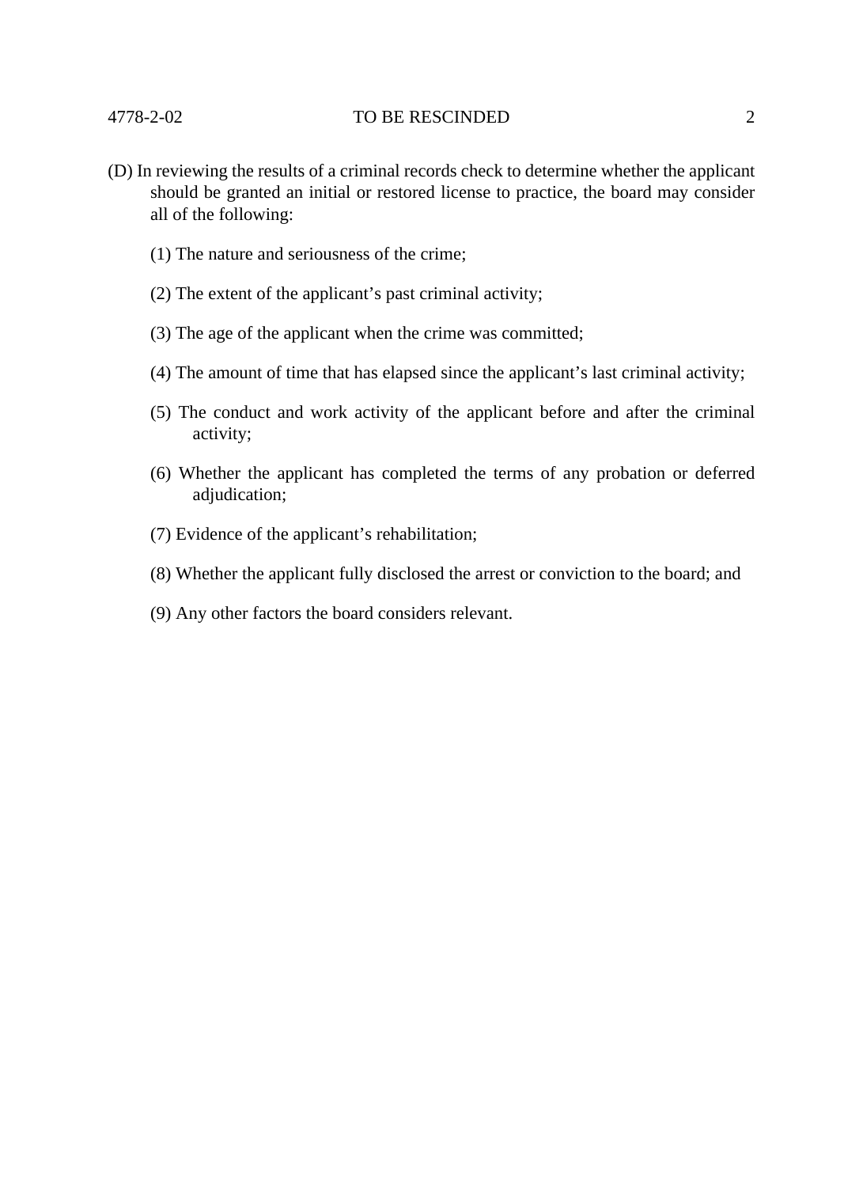(D) In reviewing the results of a criminal records check to determine whether the applicant should be granted an initial or restored license to practice, the board may consider all of the following:

(1) The nature and seriousness of the crime;

(2) The extent of the applicant's past criminal activity;

(3) The age of the applicant when the crime was committed;

(4) The amount of time that has elapsed since the applicant's last criminal activity;

(5) The conduct and work activity of the applicant before and after the criminal activity;

(6) Whether the applicant has completed the terms of any probation or deferred adjudication;

(7) Evidence of the applicant's rehabilitation;

(8) Whether the applicant fully disclosed the arrest or conviction to the board; and

(9) Any other factors the board considers relevant.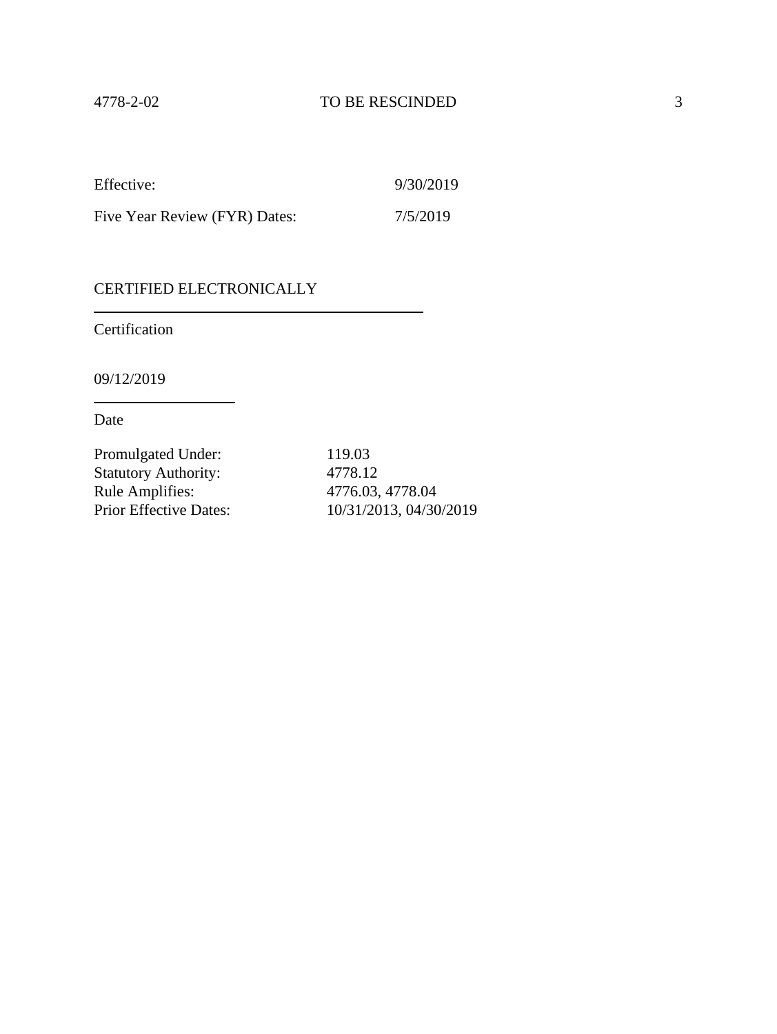Effective: 9/30/2019

Five Year Review (FYR) Dates: 7/5/2019

CERTIFIED ELECTRONICALLY

Certification

09/12/2019

Date

| | |
|---|---|
| Promulgated Under: | 119.03 |
| Statutory Authority: | 4778.12 |
| Rule Amplifies: | 4776.03, 4778.04 |
| Prior Effective Dates: | 10/31/2013, 04/30/2019 |